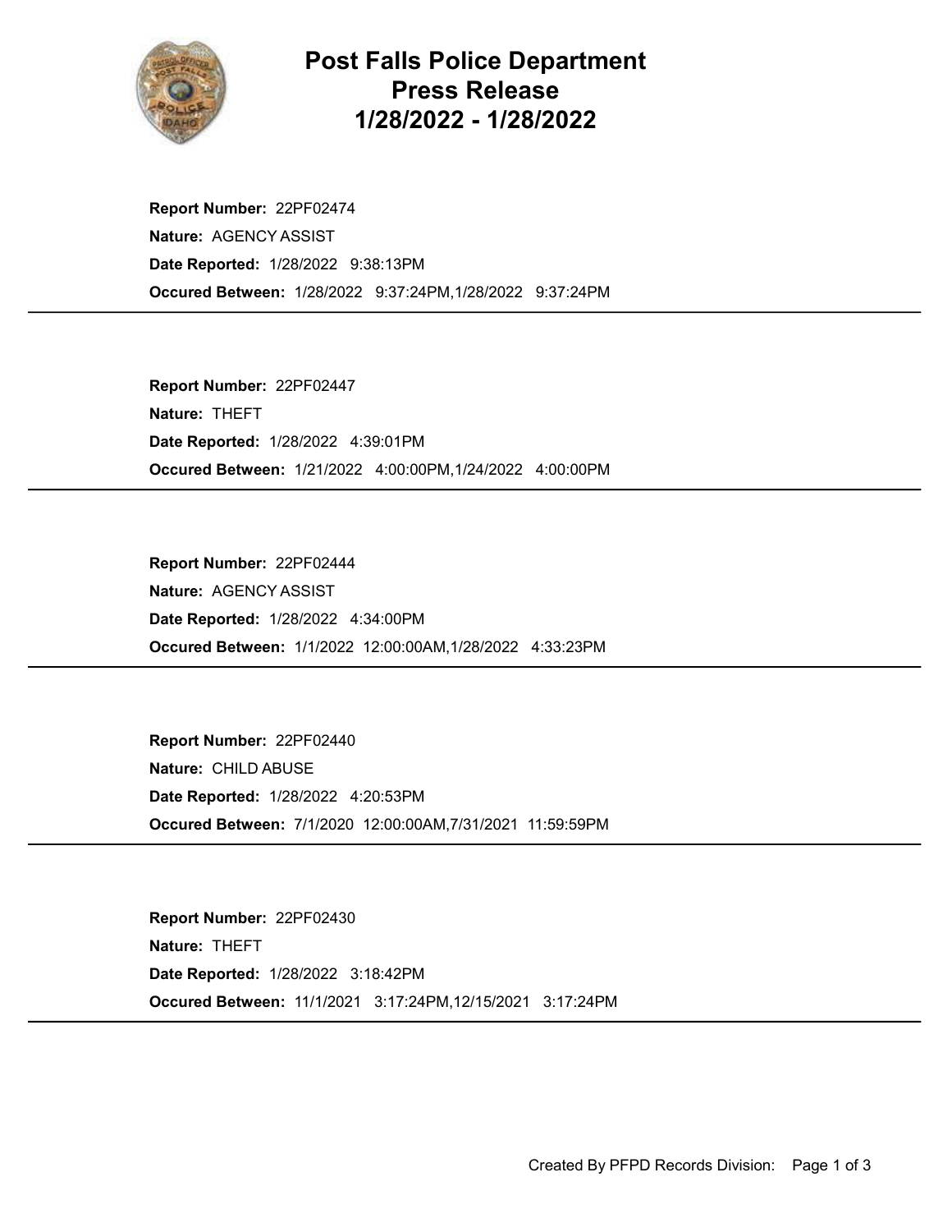# Post Falls Police Department
## Press Release
## 1/28/2022 - 1/28/2022

**Report Number:** 22PF02474
**Nature:** AGENCY ASSIST
**Date Reported:** 1/28/2022 9:38:13PM
**Occured Between:** 1/28/2022 9:37:24PM,1/28/2022 9:37:24PM

---

**Report Number:** 22PF02447
**Nature:** THEFT
**Date Reported:** 1/28/2022 4:39:01PM
**Occured Between:** 1/21/2022 4:00:00PM,1/24/2022 4:00:00PM

---

**Report Number:** 22PF02444
**Nature:** AGENCY ASSIST
**Date Reported:** 1/28/2022 4:34:00PM
**Occured Between:** 1/1/2022 12:00:00AM,1/28/2022 4:33:23PM

---

**Report Number:** 22PF02440
**Nature:** CHILD ABUSE
**Date Reported:** 1/28/2022 4:20:53PM
**Occured Between:** 7/1/2020 12:00:00AM,7/31/2021 11:59:59PM

---

**Report Number:** 22PF02430
**Nature:** THEFT
**Date Reported:** 1/28/2022 3:18:42PM
**Occured Between:** 11/1/2021 3:17:24PM,12/15/2021 3:17:24PM

---

Created By PFPD Records Division: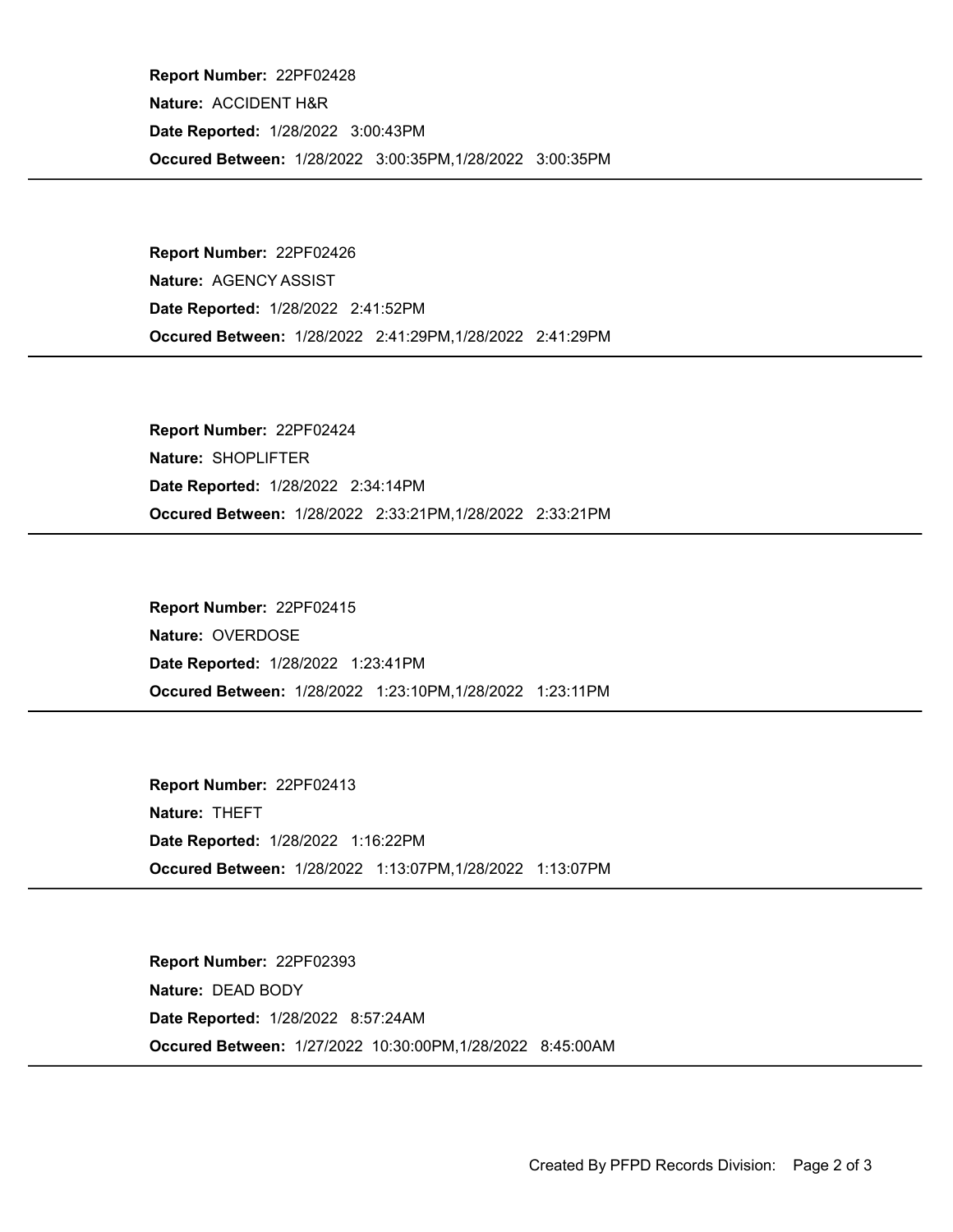**Report Number:** 22PF02428
**Nature:** ACCIDENT H&R
**Date Reported:** 1/28/2022 3:00:43PM
**Occured Between:** 1/28/2022 3:00:35PM,1/28/2022 3:00:35PM

---

**Report Number:** 22PF02426
**Nature:** AGENCY ASSIST
**Date Reported:** 1/28/2022 2:41:52PM
**Occured Between:** 1/28/2022 2:41:29PM,1/28/2022 2:41:29PM

---

**Report Number:** 22PF02424
**Nature:** SHOPLIFTER
**Date Reported:** 1/28/2022 2:34:14PM
**Occured Between:** 1/28/2022 2:33:21PM,1/28/2022 2:33:21PM

---

**Report Number:** 22PF02415
**Nature:** OVERDOSE
**Date Reported:** 1/28/2022 1:23:41PM
**Occured Between:** 1/28/2022 1:23:10PM,1/28/2022 1:23:11PM

---

**Report Number:** 22PF02413
**Nature:** THEFT
**Date Reported:** 1/28/2022 1:16:22PM
**Occured Between:** 1/28/2022 1:13:07PM,1/28/2022 1:13:07PM

---

**Report Number:** 22PF02393
**Nature:** DEAD BODY
**Date Reported:** 1/28/2022 8:57:24AM
**Occured Between:** 1/27/2022 10:30:00PM,1/28/2022 8:45:00AM

---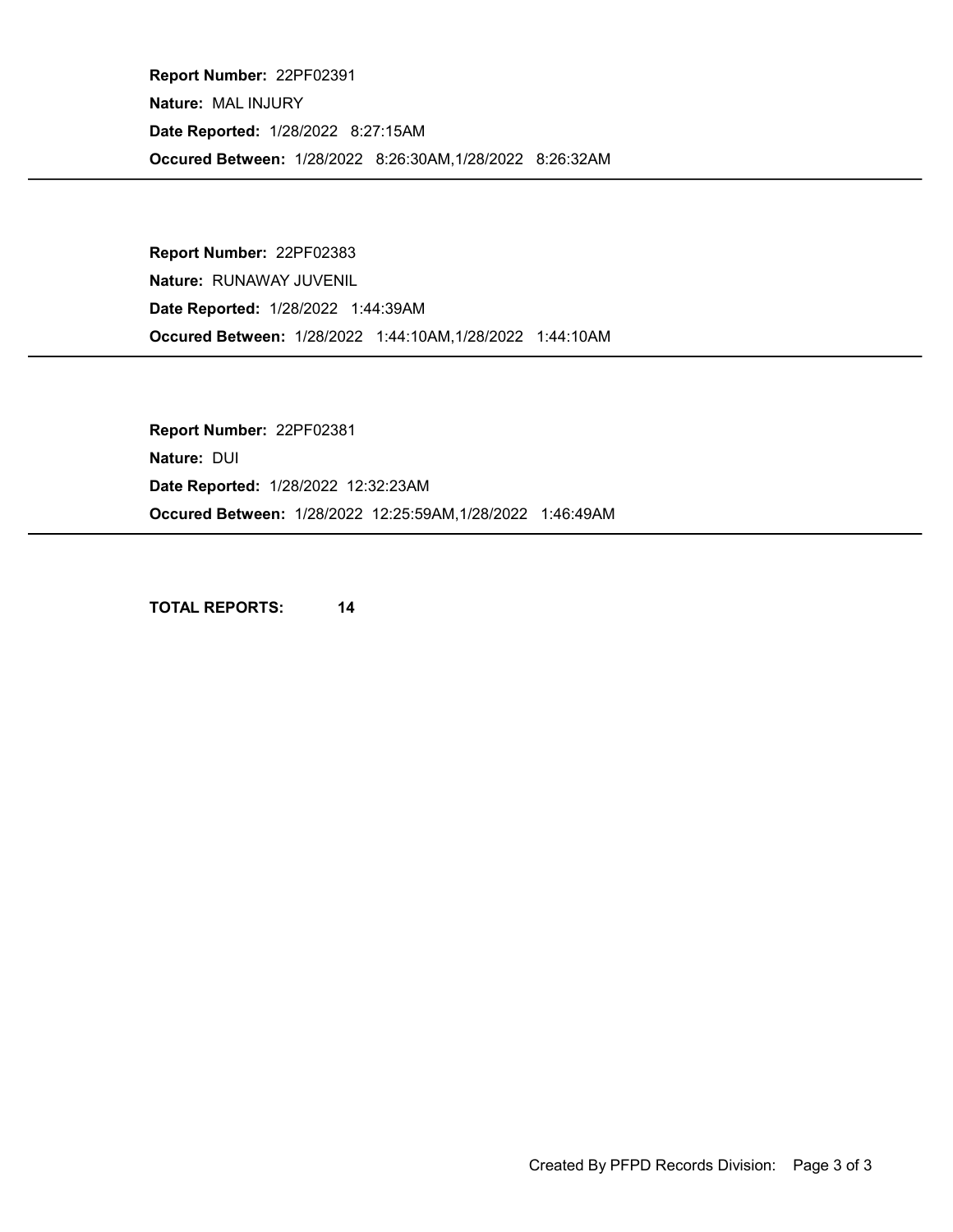**Report Number:** 22PF02391

**Nature:** MAL INJURY

**Date Reported:** 1/28/2022 8:27:15AM

**Occured Between:** 1/28/2022 8:26:30AM,1/28/2022 8:26:32AM

---

**Report Number:** 22PF02383

**Nature:** RUNAWAY JUVENIL

**Date Reported:** 1/28/2022 1:44:39AM

**Occured Between:** 1/28/2022 1:44:10AM,1/28/2022 1:44:10AM

---

**Report Number:** 22PF02381

**Nature:** DUI

**Date Reported:** 1/28/2022 12:32:23AM

**Occured Between:** 1/28/2022 12:25:59AM,1/28/2022 1:46:49AM

---

**TOTAL REPORTS: 14**

Created By PFPD Records Division: